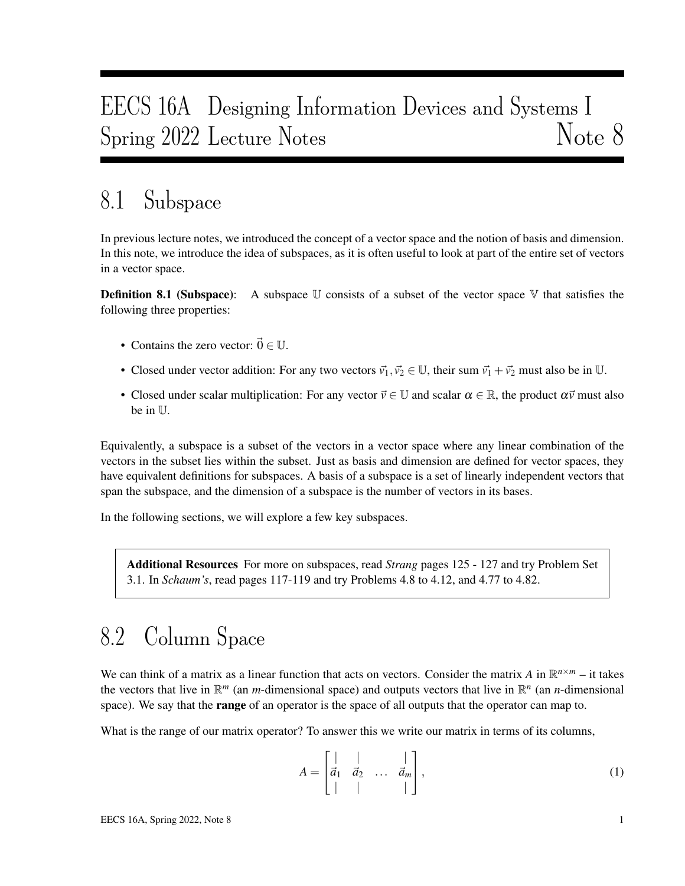# EECS 16A Designing Information Devices and Systems I
# Spring 2022 Lecture Notes — Note 8

## 8.1 Subspace

In previous lecture notes, we introduced the concept of a vector space and the notion of basis and dimension. In this note, we introduce the idea of subspaces, as it is often useful to look at part of the entire set of vectors in a vector space.

**Definition 8.1 (Subspace)**: A subspace $\mathbb{U}$ consists of a subset of the vector space $\mathbb{V}$ that satisfies the following three properties:

- Contains the zero vector: $\vec{0} \in \mathbb{U}$.
- Closed under vector addition: For any two vectors $\vec{v}_1, \vec{v}_2 \in \mathbb{U}$, their sum $\vec{v}_1 + \vec{v}_2$ must also be in $\mathbb{U}$.
- Closed under scalar multiplication: For any vector $\vec{v} \in \mathbb{U}$ and scalar $\alpha \in \mathbb{R}$, the product $\alpha\vec{v}$ must also be in $\mathbb{U}$.

Equivalently, a subspace is a subset of the vectors in a vector space where any linear combination of the vectors in the subset lies within the subset. Just as basis and dimension are defined for vector spaces, they have equivalent definitions for subspaces. A basis of a subspace is a set of linearly independent vectors that span the subspace, and the dimension of a subspace is the number of vectors in its bases.

In the following sections, we will explore a few key subspaces.

> **Additional Resources** For more on subspaces, read *Strang* pages 125 - 127 and try Problem Set 3.1. In *Schaum's*, read pages 117-119 and try Problems 4.8 to 4.12, and 4.77 to 4.82.

## 8.2 Column Space

We can think of a matrix as a linear function that acts on vectors. Consider the matrix $A$ in $\mathbb{R}^{n \times m}$ – it takes the vectors that live in $\mathbb{R}^m$ (an $m$-dimensional space) and outputs vectors that live in $\mathbb{R}^n$ (an $n$-dimensional space). We say that the **range** of an operator is the space of all outputs that the operator can map to.

What is the range of our matrix operator? To answer this we write our matrix in terms of its columns,

$$A = \begin{bmatrix} | & | & & | \\ \vec{a}_1 & \vec{a}_2 & \dots & \vec{a}_m \\ | & | & & | \end{bmatrix}, \tag{1}$$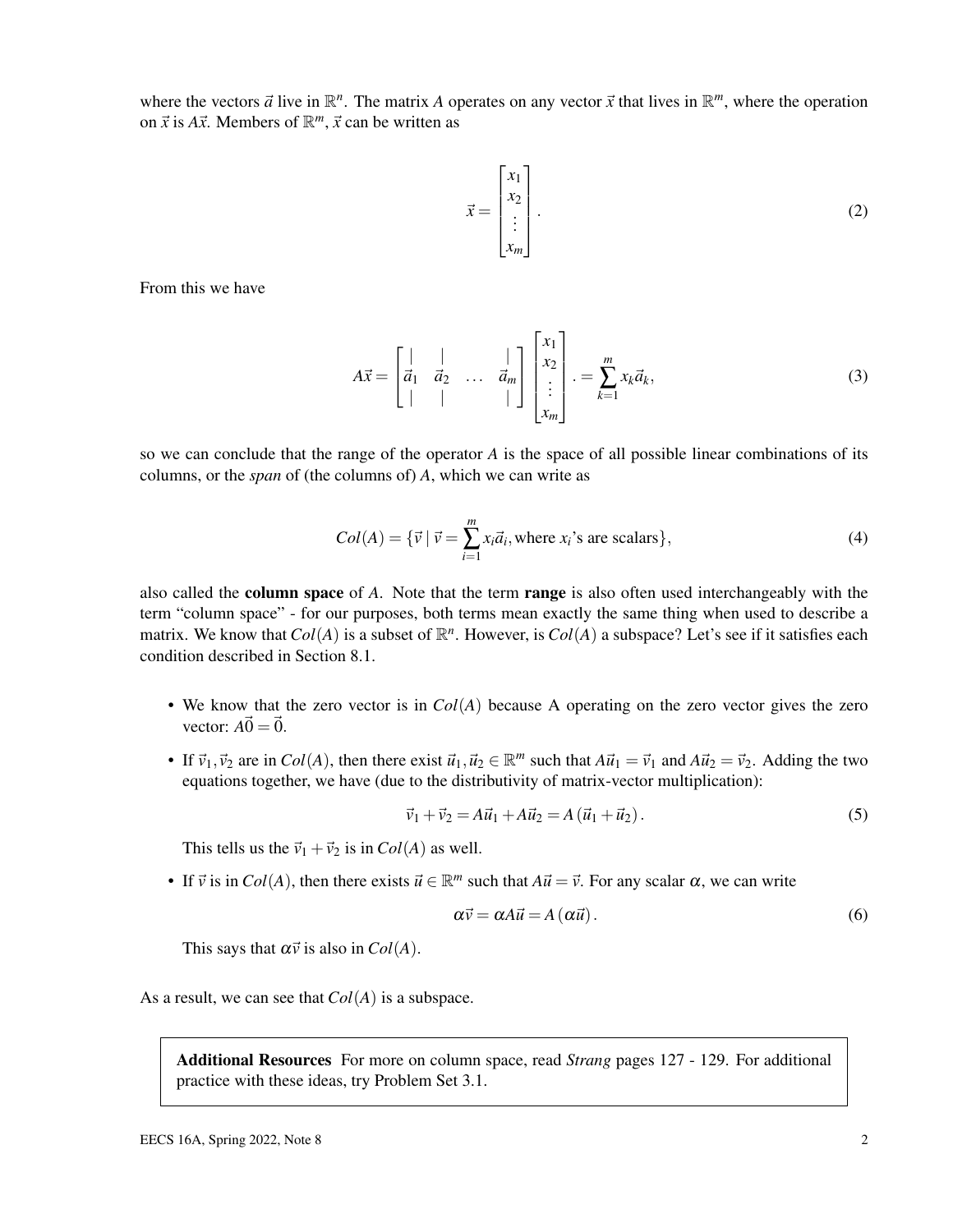where the vectors $\vec{a}$ live in $\mathbb{R}^n$. The matrix $A$ operates on any vector $\vec{x}$ that lives in $\mathbb{R}^m$, where the operation on $\vec{x}$ is $A\vec{x}$. Members of $\mathbb{R}^m$, $\vec{x}$ can be written as

$$\vec{x} = \begin{bmatrix} x_1 \\ x_2 \\ \vdots \\ x_m \end{bmatrix}. \tag{2}$$

From this we have

$$A\vec{x} = \begin{bmatrix} | & | & & | \\ \vec{a}_1 & \vec{a}_2 & \dots & \vec{a}_m \\ | & | & & | \end{bmatrix} \begin{bmatrix} x_1 \\ x_2 \\ \vdots \\ x_m \end{bmatrix}. = \sum_{k=1}^{m} x_k \vec{a}_k, \tag{3}$$

so we can conclude that the range of the operator $A$ is the space of all possible linear combinations of its columns, or the *span* of (the columns of) $A$, which we can write as

$$Col(A) = \{\vec{v} \mid \vec{v} = \sum_{i=1}^{m} x_i \vec{a}_i, \text{where } x_i\text{'s are scalars}\}, \tag{4}$$

also called the **column space** of $A$. Note that the term **range** is also often used interchangeably with the term "column space" - for our purposes, both terms mean exactly the same thing when used to describe a matrix. We know that $Col(A)$ is a subset of $\mathbb{R}^n$. However, is $Col(A)$ a subspace? Let's see if it satisfies each condition described in Section 8.1.

- We know that the zero vector is in $Col(A)$ because A operating on the zero vector gives the zero vector: $A\vec{0} = \vec{0}$.
- If $\vec{v}_1, \vec{v}_2$ are in $Col(A)$, then there exist $\vec{u}_1, \vec{u}_2 \in \mathbb{R}^m$ such that $A\vec{u}_1 = \vec{v}_1$ and $A\vec{u}_2 = \vec{v}_2$. Adding the two equations together, we have (due to the distributivity of matrix-vector multiplication):

  $$\vec{v}_1 + \vec{v}_2 = A\vec{u}_1 + A\vec{u}_2 = A(\vec{u}_1 + \vec{u}_2). \tag{5}$$

  This tells us the $\vec{v}_1 + \vec{v}_2$ is in $Col(A)$ as well.
- If $\vec{v}$ is in $Col(A)$, then there exists $\vec{u} \in \mathbb{R}^m$ such that $A\vec{u} = \vec{v}$. For any scalar $\alpha$, we can write

  $$\alpha\vec{v} = \alpha A\vec{u} = A(\alpha\vec{u}). \tag{6}$$

  This says that $\alpha\vec{v}$ is also in $Col(A)$.

As a result, we can see that $Col(A)$ is a subspace.

**Additional Resources** For more on column space, read *Strang* pages 127 - 129. For additional practice with these ideas, try Problem Set 3.1.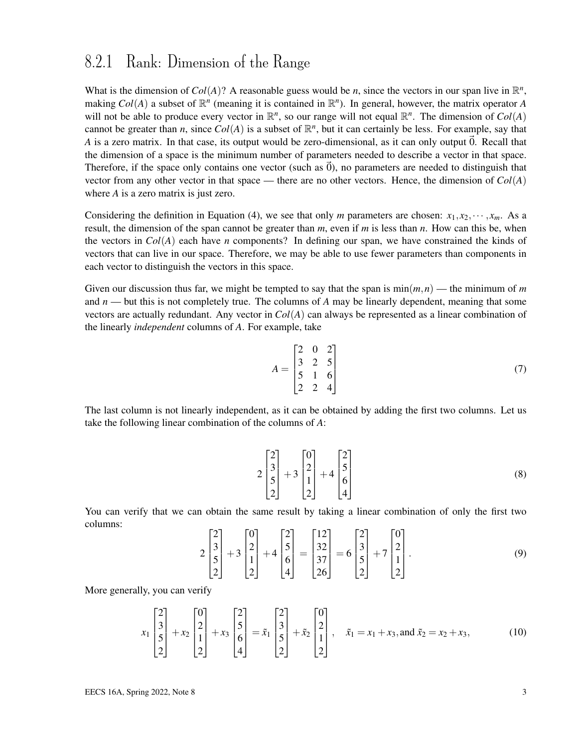### 8.2.1 Rank: Dimension of the Range

What is the dimension of $Col(A)$? A reasonable guess would be $n$, since the vectors in our span live in $\mathbb{R}^n$, making $Col(A)$ a subset of $\mathbb{R}^n$ (meaning it is contained in $\mathbb{R}^n$). In general, however, the matrix operator $A$ will not be able to produce every vector in $\mathbb{R}^n$, so our range will not equal $\mathbb{R}^n$. The dimension of $Col(A)$ cannot be greater than $n$, since $Col(A)$ is a subset of $\mathbb{R}^n$, but it can certainly be less. For example, say that $A$ is a zero matrix. In that case, its output would be zero-dimensional, as it can only output $\vec{0}$. Recall that the dimension of a space is the minimum number of parameters needed to describe a vector in that space. Therefore, if the space only contains one vector (such as $\vec{0}$), no parameters are needed to distinguish that vector from any other vector in that space — there are no other vectors. Hence, the dimension of $Col(A)$ where $A$ is a zero matrix is just zero.

Considering the definition in Equation (4), we see that only $m$ parameters are chosen: $x_1, x_2, \cdots, x_m$. As a result, the dimension of the span cannot be greater than $m$, even if $m$ is less than $n$. How can this be, when the vectors in $Col(A)$ each have $n$ components? In defining our span, we have constrained the kinds of vectors that can live in our space. Therefore, we may be able to use fewer parameters than components in each vector to distinguish the vectors in this space.

Given our discussion thus far, we might be tempted to say that the span is $\min(m,n)$ — the minimum of $m$ and $n$ — but this is not completely true. The columns of $A$ may be linearly dependent, meaning that some vectors are actually redundant. Any vector in $Col(A)$ can always be represented as a linear combination of the linearly *independent* columns of $A$. For example, take

$$A = \begin{bmatrix} 2 & 0 & 2 \\ 3 & 2 & 5 \\ 5 & 1 & 6 \\ 2 & 2 & 4 \end{bmatrix} \tag{7}$$

The last column is not linearly independent, as it can be obtained by adding the first two columns. Let us take the following linear combination of the columns of $A$:

$$2\begin{bmatrix} 2 \\ 3 \\ 5 \\ 2 \end{bmatrix} + 3\begin{bmatrix} 0 \\ 2 \\ 1 \\ 2 \end{bmatrix} + 4\begin{bmatrix} 2 \\ 5 \\ 6 \\ 4 \end{bmatrix} \tag{8}$$

You can verify that we can obtain the same result by taking a linear combination of only the first two columns:

$$2\begin{bmatrix} 2 \\ 3 \\ 5 \\ 2 \end{bmatrix} + 3\begin{bmatrix} 0 \\ 2 \\ 1 \\ 2 \end{bmatrix} + 4\begin{bmatrix} 2 \\ 5 \\ 6 \\ 4 \end{bmatrix} = \begin{bmatrix} 12 \\ 32 \\ 37 \\ 26 \end{bmatrix} = 6\begin{bmatrix} 2 \\ 3 \\ 5 \\ 2 \end{bmatrix} + 7\begin{bmatrix} 0 \\ 2 \\ 1 \\ 2 \end{bmatrix}. \tag{9}$$

More generally, you can verify

$$x_1\begin{bmatrix} 2 \\ 3 \\ 5 \\ 2 \end{bmatrix} + x_2\begin{bmatrix} 0 \\ 2 \\ 1 \\ 2 \end{bmatrix} + x_3\begin{bmatrix} 2 \\ 5 \\ 6 \\ 4 \end{bmatrix} = \tilde{x}_1\begin{bmatrix} 2 \\ 3 \\ 5 \\ 2 \end{bmatrix} + \tilde{x}_2\begin{bmatrix} 0 \\ 2 \\ 1 \\ 2 \end{bmatrix}, \quad \tilde{x}_1 = x_1 + x_3, \text{and } \tilde{x}_2 = x_2 + x_3, \tag{10}$$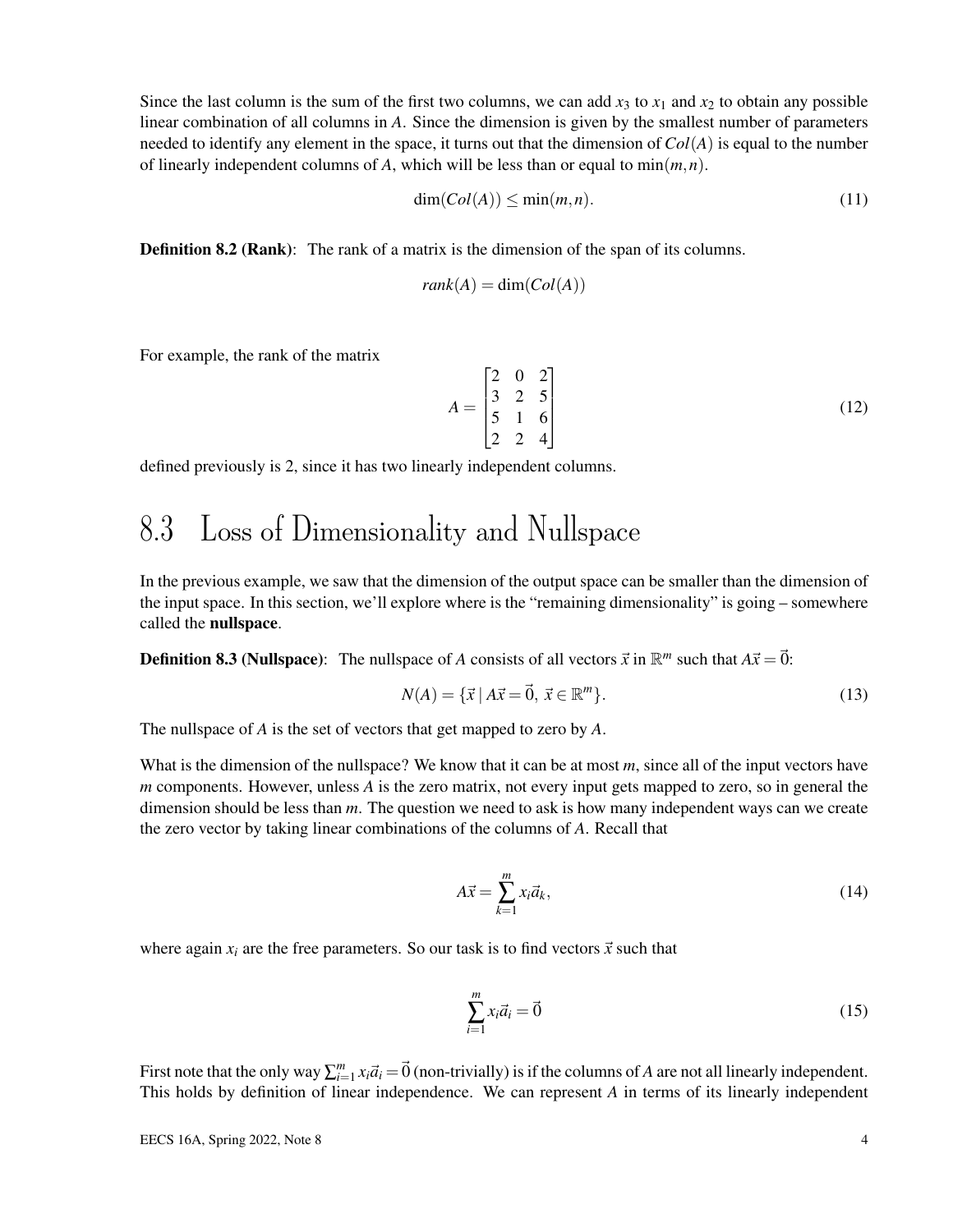Since the last column is the sum of the first two columns, we can add $x_3$ to $x_1$ and $x_2$ to obtain any possible linear combination of all columns in $A$. Since the dimension is given by the smallest number of parameters needed to identify any element in the space, it turns out that the dimension of $Col(A)$ is equal to the number of linearly independent columns of $A$, which will be less than or equal to $\min(m,n)$.

$$\dim(Col(A)) \leq \min(m,n). \tag{11}$$

**Definition 8.2 (Rank)**: The rank of a matrix is the dimension of the span of its columns.

$$rank(A) = \dim(Col(A))$$

For example, the rank of the matrix

$$A = \begin{bmatrix} 2 & 0 & 2 \\ 3 & 2 & 5 \\ 5 & 1 & 6 \\ 2 & 2 & 4 \end{bmatrix} \tag{12}$$

defined previously is 2, since it has two linearly independent columns.

## 8.3 Loss of Dimensionality and Nullspace

In the previous example, we saw that the dimension of the output space can be smaller than the dimension of the input space. In this section, we'll explore where is the "remaining dimensionality" is going – somewhere called the **nullspace**.

**Definition 8.3 (Nullspace)**: The nullspace of $A$ consists of all vectors $\vec{x}$ in $\mathbb{R}^m$ such that $A\vec{x} = \vec{0}$:

$$N(A) = \{\vec{x} \mid A\vec{x} = \vec{0},\ \vec{x} \in \mathbb{R}^m\}. \tag{13}$$

The nullspace of $A$ is the set of vectors that get mapped to zero by $A$.

What is the dimension of the nullspace? We know that it can be at most $m$, since all of the input vectors have $m$ components. However, unless $A$ is the zero matrix, not every input gets mapped to zero, so in general the dimension should be less than $m$. The question we need to ask is how many independent ways can we create the zero vector by taking linear combinations of the columns of $A$. Recall that

$$A\vec{x} = \sum_{k=1}^{m} x_i \vec{a}_k, \tag{14}$$

where again $x_i$ are the free parameters. So our task is to find vectors $\vec{x}$ such that

$$\sum_{i=1}^{m} x_i \vec{a}_i = \vec{0} \tag{15}$$

First note that the only way $\sum_{i=1}^{m} x_i \vec{a}_i = \vec{0}$ (non-trivially) is if the columns of $A$ are not all linearly independent. This holds by definition of linear independence. We can represent $A$ in terms of its linearly independent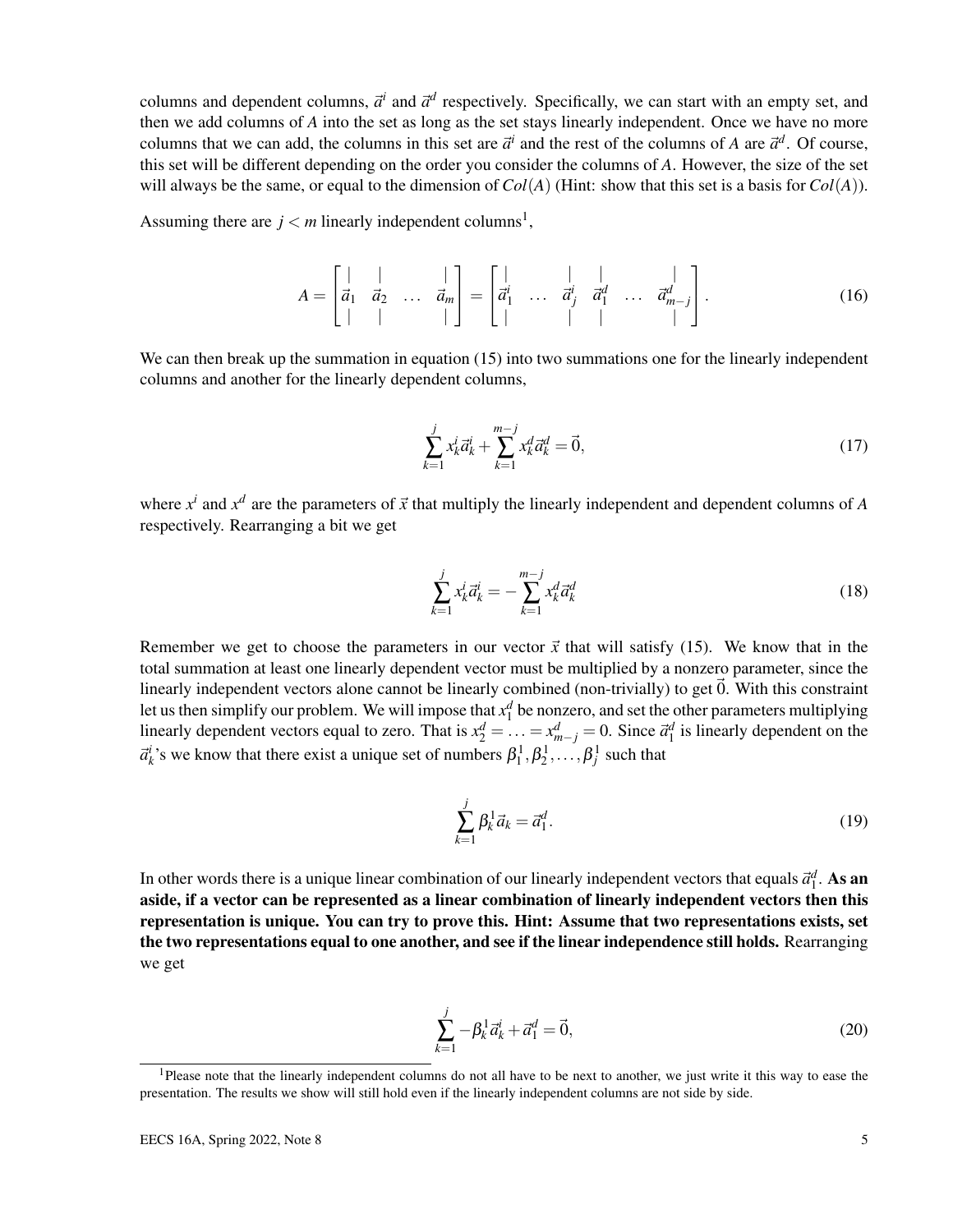columns and dependent columns, $\vec{a}^i$ and $\vec{a}^d$ respectively. Specifically, we can start with an empty set, and then we add columns of $A$ into the set as long as the set stays linearly independent. Once we have no more columns that we can add, the columns in this set are $\vec{a}^i$ and the rest of the columns of $A$ are $\vec{a}^d$. Of course, this set will be different depending on the order you consider the columns of $A$. However, the size of the set will always be the same, or equal to the dimension of $Col(A)$ (Hint: show that this set is a basis for $Col(A)$).

Assuming there are $j < m$ linearly independent columns[1],

$$A = \begin{bmatrix} | & | & & | \\ \vec{a}_1 & \vec{a}_2 & \dots & \vec{a}_m \\ | & | & & | \end{bmatrix} = \begin{bmatrix} | & & | & | & & | \\ \vec{a}^i_1 & \dots & \vec{a}^i_j & \vec{a}^d_1 & \dots & \vec{a}^d_{m-j} \\ | & & | & | & & | \end{bmatrix}. \tag{16}$$

We can then break up the summation in equation (15) into two summations one for the linearly independent columns and another for the linearly dependent columns,

$$\sum_{k=1}^{j} x^i_k \vec{a}^i_k + \sum_{k=1}^{m-j} x^d_k \vec{a}^d_k = \vec{0}, \tag{17}$$

where $x^i$ and $x^d$ are the parameters of $\vec{x}$ that multiply the linearly independent and dependent columns of $A$ respectively. Rearranging a bit we get

$$\sum_{k=1}^{j} x^i_k \vec{a}^i_k = -\sum_{k=1}^{m-j} x^d_k \vec{a}^d_k \tag{18}$$

Remember we get to choose the parameters in our vector $\vec{x}$ that will satisfy (15). We know that in the total summation at least one linearly dependent vector must be multiplied by a nonzero parameter, since the linearly independent vectors alone cannot be linearly combined (non-trivially) to get $\vec{0}$. With this constraint let us then simplify our problem. We will impose that $x^d_1$ be nonzero, and set the other parameters multiplying linearly dependent vectors equal to zero. That is $x^d_2 = \ldots = x^d_{m-j} = 0$. Since $\vec{a}^d_1$ is linearly dependent on the $\vec{a}^i_k$'s we know that there exist a unique set of numbers $\beta^1_1, \beta^1_2, \ldots, \beta^1_j$ such that

$$\sum_{k=1}^{j} \beta^1_k \vec{a}_k = \vec{a}^d_1. \tag{19}$$

In other words there is a unique linear combination of our linearly independent vectors that equals $\vec{a}^d_1$. **As an aside, if a vector can be represented as a linear combination of linearly independent vectors then this representation is unique. You can try to prove this. Hint: Assume that two representations exists, set the two representations equal to one another, and see if the linear independence still holds.** Rearranging we get

$$\sum_{k=1}^{j} -\beta^1_k \vec{a}^i_k + \vec{a}^d_1 = \vec{0}, \tag{20}$$

[1]Please note that the linearly independent columns do not all have to be next to another, we just write it this way to ease the presentation. The results we show will still hold even if the linearly independent columns are not side by side.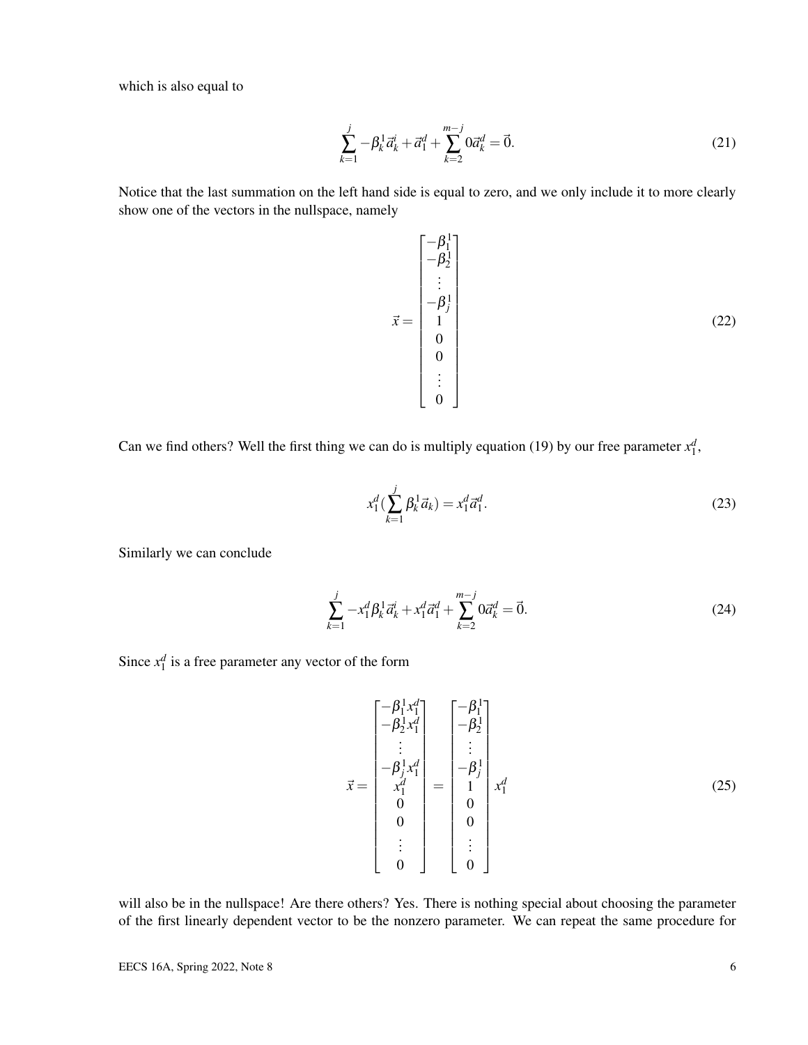which is also equal to

$$\sum_{k=1}^{j} -\beta_k^1 \vec{a}_k^i + \vec{a}_1^d + \sum_{k=2}^{m-j} 0\vec{a}_k^d = \vec{0}. \tag{21}$$

Notice that the last summation on the left hand side is equal to zero, and we only include it to more clearly show one of the vectors in the nullspace, namely

$$\vec{x} = \begin{bmatrix} -\beta_1^1 \\ -\beta_2^1 \\ \vdots \\ -\beta_j^1 \\ 1 \\ 0 \\ 0 \\ \vdots \\ 0 \end{bmatrix} \tag{22}$$

Can we find others? Well the first thing we can do is multiply equation (19) by our free parameter $x_1^d$,

$$x_1^d \left(\sum_{k=1}^{j} \beta_k^1 \vec{a}_k\right) = x_1^d \vec{a}_1^d. \tag{23}$$

Similarly we can conclude

$$\sum_{k=1}^{j} -x_1^d \beta_k^1 \vec{a}_k^i + x_1^d \vec{a}_1^d + \sum_{k=2}^{m-j} 0\vec{a}_k^d = \vec{0}. \tag{24}$$

Since $x_1^d$ is a free parameter any vector of the form

$$\vec{x} = \begin{bmatrix} -\beta_1^1 x_1^d \\ -\beta_2^1 x_1^d \\ \vdots \\ -\beta_j^1 x_1^d \\ x_1^d \\ 0 \\ 0 \\ \vdots \\ 0 \end{bmatrix} = \begin{bmatrix} -\beta_1^1 \\ -\beta_2^1 \\ \vdots \\ -\beta_j^1 \\ 1 \\ 0 \\ 0 \\ \vdots \\ 0 \end{bmatrix} x_1^d \tag{25}$$

will also be in the nullspace! Are there others? Yes. There is nothing special about choosing the parameter of the first linearly dependent vector to be the nonzero parameter. We can repeat the same procedure for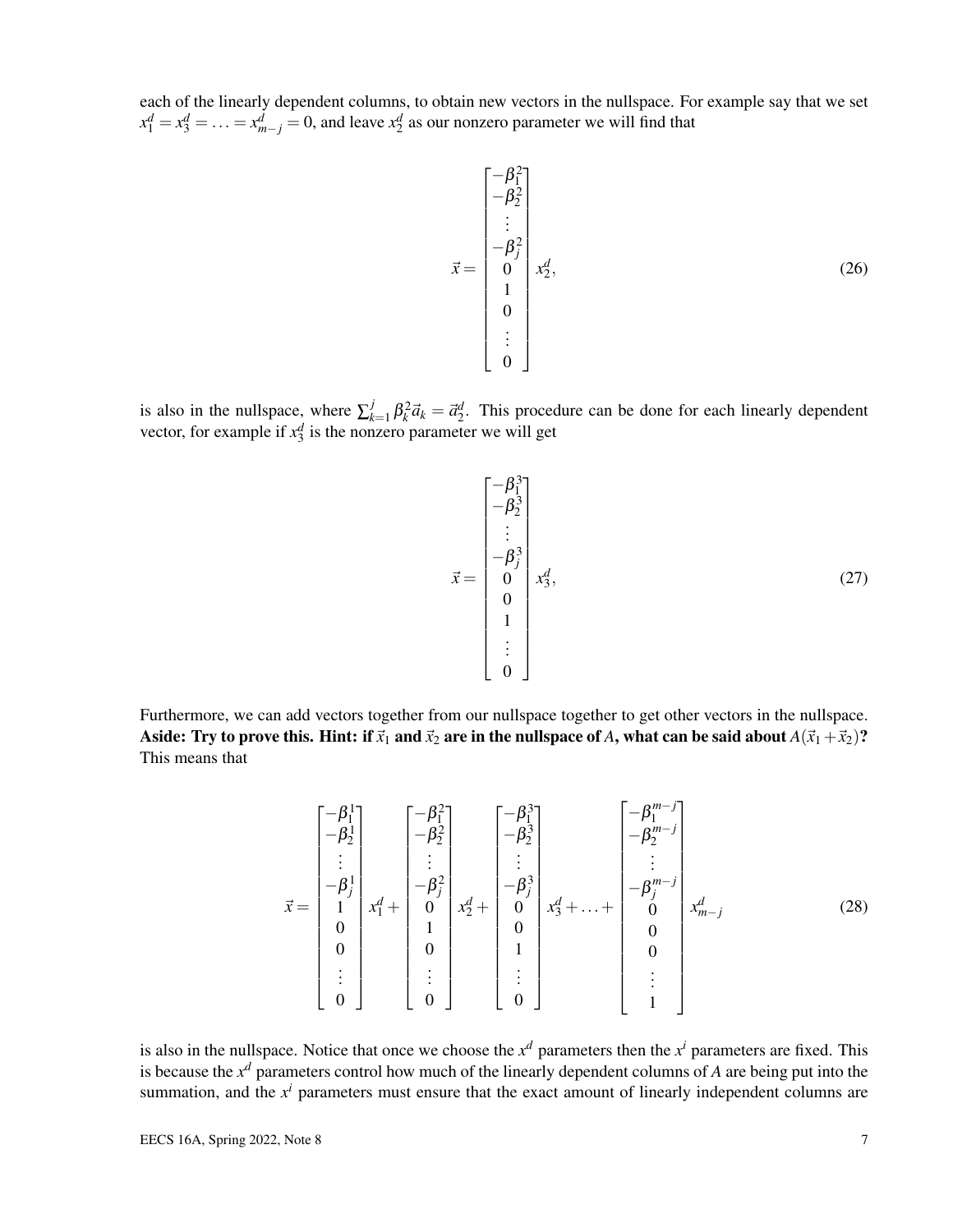each of the linearly dependent columns, to obtain new vectors in the nullspace. For example say that we set $x_1^d = x_3^d = \ldots = x_{m-j}^d = 0$, and leave $x_2^d$ as our nonzero parameter we will find that

$$\vec{x} = \begin{bmatrix} -\beta_1^2 \\ -\beta_2^2 \\ \vdots \\ -\beta_j^2 \\ 0 \\ 1 \\ 0 \\ \vdots \\ 0 \end{bmatrix} x_2^d, \tag{26}$$

is also in the nullspace, where $\sum_{k=1}^{j} \beta_k^2 \vec{a}_k = \vec{a}_2^d$. This procedure can be done for each linearly dependent vector, for example if $x_3^d$ is the nonzero parameter we will get

$$\vec{x} = \begin{bmatrix} -\beta_1^3 \\ -\beta_2^3 \\ \vdots \\ -\beta_j^3 \\ 0 \\ 0 \\ 1 \\ \vdots \\ 0 \end{bmatrix} x_3^d, \tag{27}$$

Furthermore, we can add vectors together from our nullspace together to get other vectors in the nullspace. **Aside: Try to prove this. Hint: if $\vec{x}_1$ and $\vec{x}_2$ are in the nullspace of $A$, what can be said about $A(\vec{x}_1 + \vec{x}_2)$?** This means that

$$\vec{x} = \begin{bmatrix} -\beta_1^1 \\ -\beta_2^1 \\ \vdots \\ -\beta_j^1 \\ 1 \\ 0 \\ 0 \\ \vdots \\ 0 \end{bmatrix} x_1^d + \begin{bmatrix} -\beta_1^2 \\ -\beta_2^2 \\ \vdots \\ -\beta_j^2 \\ 0 \\ 1 \\ 0 \\ \vdots \\ 0 \end{bmatrix} x_2^d + \begin{bmatrix} -\beta_1^3 \\ -\beta_2^3 \\ \vdots \\ -\beta_j^3 \\ 0 \\ 0 \\ 1 \\ \vdots \\ 0 \end{bmatrix} x_3^d + \ldots + \begin{bmatrix} -\beta_1^{m-j} \\ -\beta_2^{m-j} \\ \vdots \\ -\beta_j^{m-j} \\ 0 \\ 0 \\ 0 \\ \vdots \\ 1 \end{bmatrix} x_{m-j}^d \tag{28}$$

is also in the nullspace. Notice that once we choose the $x^d$ parameters then the $x^i$ parameters are fixed. This is because the $x^d$ parameters control how much of the linearly dependent columns of $A$ are being put into the summation, and the $x^i$ parameters must ensure that the exact amount of linearly independent columns are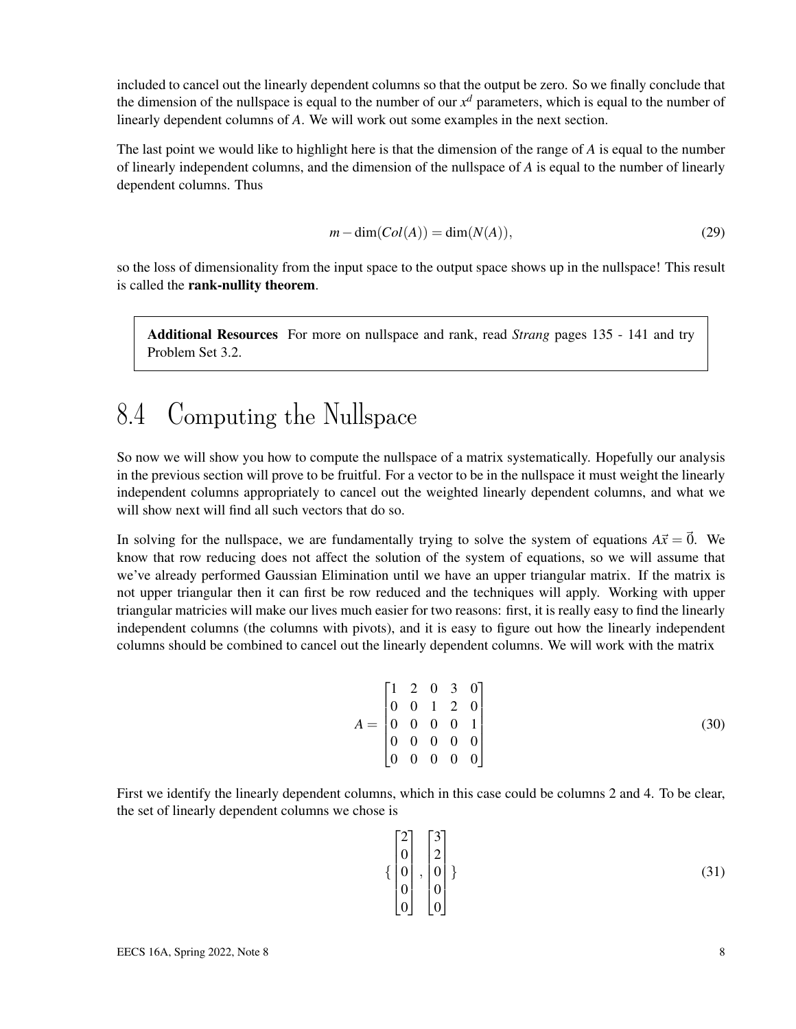included to cancel out the linearly dependent columns so that the output be zero. So we finally conclude that the dimension of the nullspace is equal to the number of our $x^d$ parameters, which is equal to the number of linearly dependent columns of $A$. We will work out some examples in the next section.

The last point we would like to highlight here is that the dimension of the range of $A$ is equal to the number of linearly independent columns, and the dimension of the nullspace of $A$ is equal to the number of linearly dependent columns. Thus

$$m - \dim(Col(A)) = \dim(N(A)), \tag{29}$$

so the loss of dimensionality from the input space to the output space shows up in the nullspace! This result is called the **rank-nullity theorem**.

> **Additional Resources** For more on nullspace and rank, read *Strang* pages 135 - 141 and try Problem Set 3.2.

## 8.4 Computing the Nullspace

So now we will show you how to compute the nullspace of a matrix systematically. Hopefully our analysis in the previous section will prove to be fruitful. For a vector to be in the nullspace it must weight the linearly independent columns appropriately to cancel out the weighted linearly dependent columns, and what we will show next will find all such vectors that do so.

In solving for the nullspace, we are fundamentally trying to solve the system of equations $A\vec{x} = \vec{0}$. We know that row reducing does not affect the solution of the system of equations, so we will assume that we've already performed Gaussian Elimination until we have an upper triangular matrix. If the matrix is not upper triangular then it can first be row reduced and the techniques will apply. Working with upper triangular matricies will make our lives much easier for two reasons: first, it is really easy to find the linearly independent columns (the columns with pivots), and it is easy to figure out how the linearly independent columns should be combined to cancel out the linearly dependent columns. We will work with the matrix

$$A = \begin{bmatrix} 1 & 2 & 0 & 3 & 0 \\ 0 & 0 & 1 & 2 & 0 \\ 0 & 0 & 0 & 0 & 1 \\ 0 & 0 & 0 & 0 & 0 \\ 0 & 0 & 0 & 0 & 0 \end{bmatrix} \tag{30}$$

First we identify the linearly dependent columns, which in this case could be columns 2 and 4. To be clear, the set of linearly dependent columns we chose is

$$\left\{ \begin{bmatrix} 2 \\ 0 \\ 0 \\ 0 \\ 0 \end{bmatrix}, \begin{bmatrix} 3 \\ 2 \\ 0 \\ 0 \\ 0 \end{bmatrix} \right\} \tag{31}$$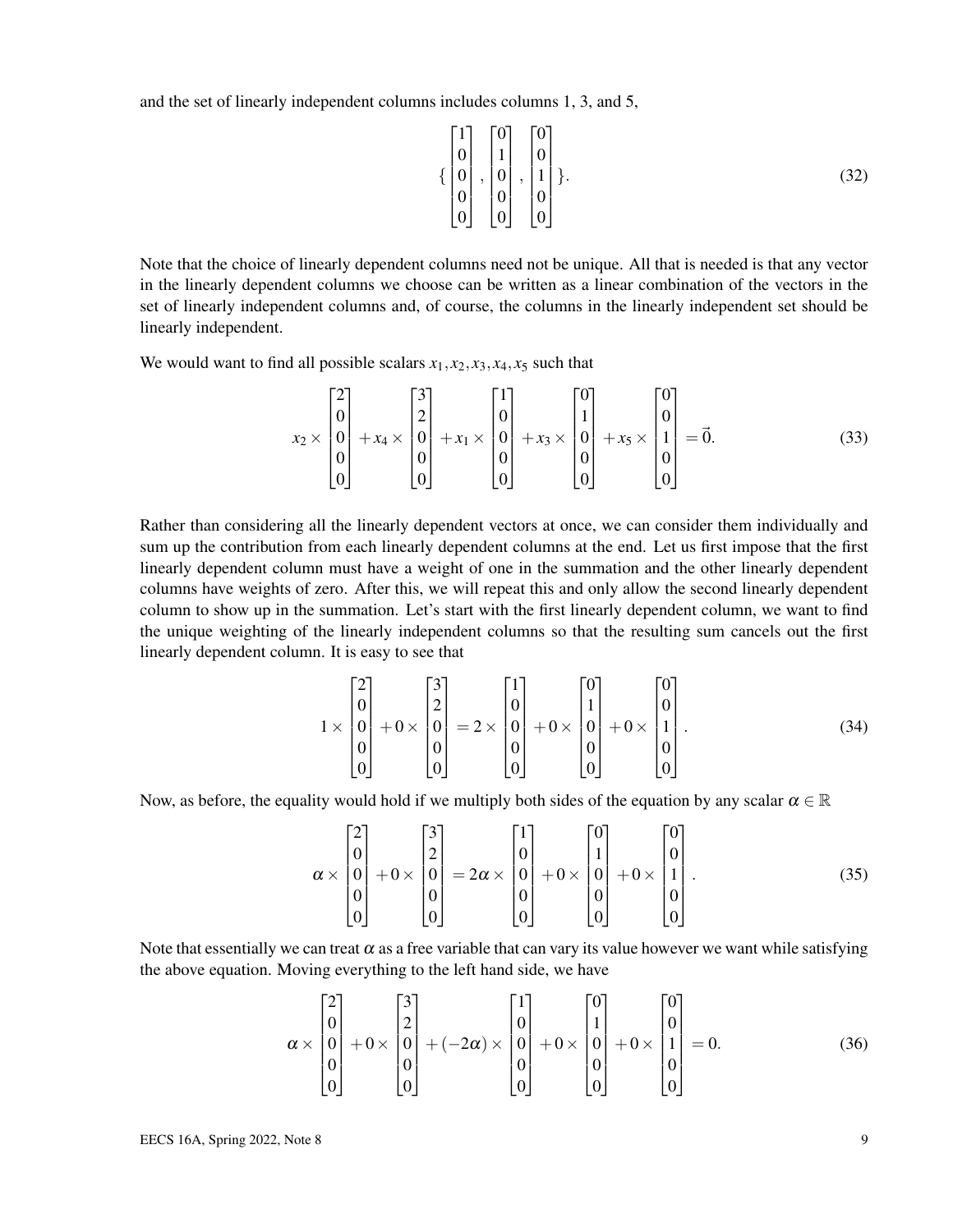and the set of linearly independent columns includes columns 1, 3, and 5,

$$\left\{ \begin{bmatrix} 1 \\ 0 \\ 0 \\ 0 \\ 0 \end{bmatrix}, \begin{bmatrix} 0 \\ 1 \\ 0 \\ 0 \\ 0 \end{bmatrix}, \begin{bmatrix} 0 \\ 0 \\ 1 \\ 0 \\ 0 \end{bmatrix} \right\}. \tag{32}$$

Note that the choice of linearly dependent columns need not be unique. All that is needed is that any vector in the linearly dependent columns we choose can be written as a linear combination of the vectors in the set of linearly independent columns and, of course, the columns in the linearly independent set should be linearly independent.

We would want to find all possible scalars $x_1, x_2, x_3, x_4, x_5$ such that

$$x_2 \times \begin{bmatrix} 2 \\ 0 \\ 0 \\ 0 \\ 0 \end{bmatrix} + x_4 \times \begin{bmatrix} 3 \\ 2 \\ 0 \\ 0 \\ 0 \end{bmatrix} + x_1 \times \begin{bmatrix} 1 \\ 0 \\ 0 \\ 0 \\ 0 \end{bmatrix} + x_3 \times \begin{bmatrix} 0 \\ 1 \\ 0 \\ 0 \\ 0 \end{bmatrix} + x_5 \times \begin{bmatrix} 0 \\ 0 \\ 1 \\ 0 \\ 0 \end{bmatrix} = \vec{0}. \tag{33}$$

Rather than considering all the linearly dependent vectors at once, we can consider them individually and sum up the contribution from each linearly dependent columns at the end. Let us first impose that the first linearly dependent column must have a weight of one in the summation and the other linearly dependent columns have weights of zero. After this, we will repeat this and only allow the second linearly dependent column to show up in the summation. Let's start with the first linearly dependent column, we want to find the unique weighting of the linearly independent columns so that the resulting sum cancels out the first linearly dependent column. It is easy to see that

$$1 \times \begin{bmatrix} 2 \\ 0 \\ 0 \\ 0 \\ 0 \end{bmatrix} + 0 \times \begin{bmatrix} 3 \\ 2 \\ 0 \\ 0 \\ 0 \end{bmatrix} = 2 \times \begin{bmatrix} 1 \\ 0 \\ 0 \\ 0 \\ 0 \end{bmatrix} + 0 \times \begin{bmatrix} 0 \\ 1 \\ 0 \\ 0 \\ 0 \end{bmatrix} + 0 \times \begin{bmatrix} 0 \\ 0 \\ 1 \\ 0 \\ 0 \end{bmatrix}. \tag{34}$$

Now, as before, the equality would hold if we multiply both sides of the equation by any scalar $\alpha \in \mathbb{R}$

$$\alpha \times \begin{bmatrix} 2 \\ 0 \\ 0 \\ 0 \\ 0 \end{bmatrix} + 0 \times \begin{bmatrix} 3 \\ 2 \\ 0 \\ 0 \\ 0 \end{bmatrix} = 2\alpha \times \begin{bmatrix} 1 \\ 0 \\ 0 \\ 0 \\ 0 \end{bmatrix} + 0 \times \begin{bmatrix} 0 \\ 1 \\ 0 \\ 0 \\ 0 \end{bmatrix} + 0 \times \begin{bmatrix} 0 \\ 0 \\ 1 \\ 0 \\ 0 \end{bmatrix}. \tag{35}$$

Note that essentially we can treat $\alpha$ as a free variable that can vary its value however we want while satisfying the above equation. Moving everything to the left hand side, we have

$$\alpha \times \begin{bmatrix} 2 \\ 0 \\ 0 \\ 0 \\ 0 \end{bmatrix} + 0 \times \begin{bmatrix} 3 \\ 2 \\ 0 \\ 0 \\ 0 \end{bmatrix} + (-2\alpha) \times \begin{bmatrix} 1 \\ 0 \\ 0 \\ 0 \\ 0 \end{bmatrix} + 0 \times \begin{bmatrix} 0 \\ 1 \\ 0 \\ 0 \\ 0 \end{bmatrix} + 0 \times \begin{bmatrix} 0 \\ 0 \\ 1 \\ 0 \\ 0 \end{bmatrix} = 0. \tag{36}$$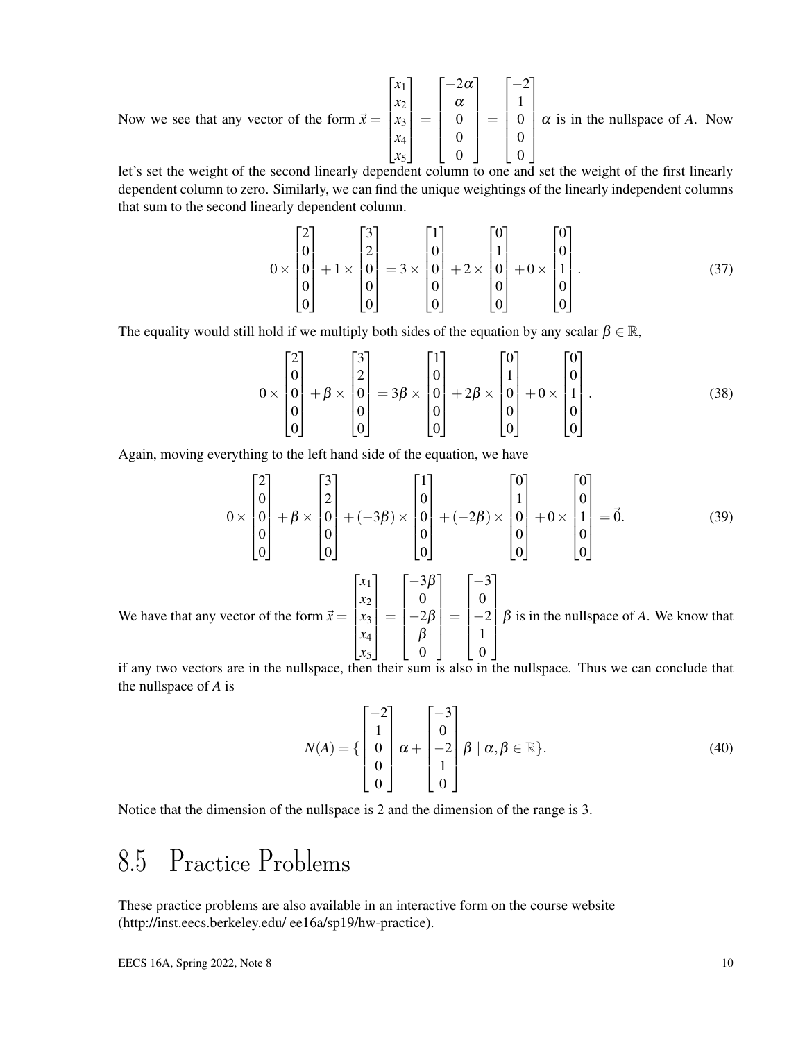Now we see that any vector of the form $\vec{x} = \begin{bmatrix} x_1 \\ x_2 \\ x_3 \\ x_4 \\ x_5 \end{bmatrix} = \begin{bmatrix} -2\alpha \\ \alpha \\ 0 \\ 0 \\ 0 \end{bmatrix} = \begin{bmatrix} -2 \\ 1 \\ 0 \\ 0 \\ 0 \end{bmatrix} \alpha$ is in the nullspace of $A$. Now let's set the weight of the second linearly dependent column to one and set the weight of the first linearly dependent column to zero. Similarly, we can find the unique weightings of the linearly independent columns that sum to the second linearly dependent column.

$$0 \times \begin{bmatrix} 2 \\ 0 \\ 0 \\ 0 \\ 0 \end{bmatrix} + 1 \times \begin{bmatrix} 3 \\ 2 \\ 0 \\ 0 \\ 0 \end{bmatrix} = 3 \times \begin{bmatrix} 1 \\ 0 \\ 0 \\ 0 \\ 0 \end{bmatrix} + 2 \times \begin{bmatrix} 0 \\ 1 \\ 0 \\ 0 \\ 0 \end{bmatrix} + 0 \times \begin{bmatrix} 0 \\ 0 \\ 1 \\ 0 \\ 0 \end{bmatrix}. \tag{37}$$

The equality would still hold if we multiply both sides of the equation by any scalar $\beta \in \mathbb{R}$,

$$0 \times \begin{bmatrix} 2 \\ 0 \\ 0 \\ 0 \\ 0 \end{bmatrix} + \beta \times \begin{bmatrix} 3 \\ 2 \\ 0 \\ 0 \\ 0 \end{bmatrix} = 3\beta \times \begin{bmatrix} 1 \\ 0 \\ 0 \\ 0 \\ 0 \end{bmatrix} + 2\beta \times \begin{bmatrix} 0 \\ 1 \\ 0 \\ 0 \\ 0 \end{bmatrix} + 0 \times \begin{bmatrix} 0 \\ 0 \\ 1 \\ 0 \\ 0 \end{bmatrix}. \tag{38}$$

Again, moving everything to the left hand side of the equation, we have

$$0 \times \begin{bmatrix} 2 \\ 0 \\ 0 \\ 0 \\ 0 \end{bmatrix} + \beta \times \begin{bmatrix} 3 \\ 2 \\ 0 \\ 0 \\ 0 \end{bmatrix} + (-3\beta) \times \begin{bmatrix} 1 \\ 0 \\ 0 \\ 0 \\ 0 \end{bmatrix} + (-2\beta) \times \begin{bmatrix} 0 \\ 1 \\ 0 \\ 0 \\ 0 \end{bmatrix} + 0 \times \begin{bmatrix} 0 \\ 0 \\ 1 \\ 0 \\ 0 \end{bmatrix} = \vec{0}. \tag{39}$$

We have that any vector of the form $\vec{x} = \begin{bmatrix} x_1 \\ x_2 \\ x_3 \\ x_4 \\ x_5 \end{bmatrix} = \begin{bmatrix} -3\beta \\ 0 \\ -2\beta \\ \beta \\ 0 \end{bmatrix} = \begin{bmatrix} -3 \\ 0 \\ -2 \\ 1 \\ 0 \end{bmatrix} \beta$ is in the nullspace of $A$. We know that if any two vectors are in the nullspace, then their sum is also in the nullspace. Thus we can conclude that the nullspace of $A$ is

$$N(A) = \{ \begin{bmatrix} -2 \\ 1 \\ 0 \\ 0 \\ 0 \end{bmatrix} \alpha + \begin{bmatrix} -3 \\ 0 \\ -2 \\ 1 \\ 0 \end{bmatrix} \beta \mid \alpha, \beta \in \mathbb{R} \}. \tag{40}$$

Notice that the dimension of the nullspace is 2 and the dimension of the range is 3.

## 8.5 Practice Problems

These practice problems are also available in an interactive form on the course website (http://inst.eecs.berkeley.edu/ ee16a/sp19/hw-practice).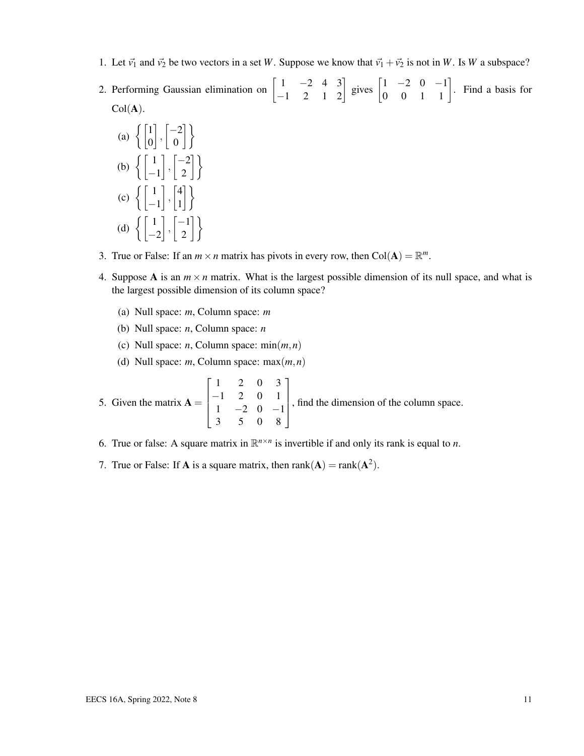1. Let $\vec{v}_1$ and $\vec{v}_2$ be two vectors in a set $W$. Suppose we know that $\vec{v}_1 + \vec{v}_2$ is not in $W$. Is $W$ a subspace?

2. Performing Gaussian elimination on $\begin{bmatrix} 1 & -2 & 4 & 3 \\ -1 & 2 & 1 & 2 \end{bmatrix}$ gives $\begin{bmatrix} 1 & -2 & 0 & -1 \\ 0 & 0 & 1 & 1 \end{bmatrix}$. Find a basis for $\text{Col}(\mathbf{A})$.

   (a) $\left\{ \begin{bmatrix} 1 \\ 0 \end{bmatrix}, \begin{bmatrix} -2 \\ 0 \end{bmatrix} \right\}$

   (b) $\left\{ \begin{bmatrix} 1 \\ -1 \end{bmatrix}, \begin{bmatrix} -2 \\ 2 \end{bmatrix} \right\}$

   (c) $\left\{ \begin{bmatrix} 1 \\ -1 \end{bmatrix}, \begin{bmatrix} 4 \\ 1 \end{bmatrix} \right\}$

   (d) $\left\{ \begin{bmatrix} 1 \\ -2 \end{bmatrix}, \begin{bmatrix} -1 \\ 2 \end{bmatrix} \right\}$

3. True or False: If an $m \times n$ matrix has pivots in every row, then $\text{Col}(\mathbf{A}) = \mathbb{R}^m$.

4. Suppose $\mathbf{A}$ is an $m \times n$ matrix. What is the largest possible dimension of its null space, and what is the largest possible dimension of its column space?

   (a) Null space: $m$, Column space: $m$

   (b) Null space: $n$, Column space: $n$

   (c) Null space: $n$, Column space: $\min(m,n)$

   (d) Null space: $m$, Column space: $\max(m,n)$

5. Given the matrix $\mathbf{A} = \begin{bmatrix} 1 & 2 & 0 & 3 \\ -1 & 2 & 0 & 1 \\ 1 & -2 & 0 & -1 \\ 3 & 5 & 0 & 8 \end{bmatrix}$, find the dimension of the column space.

6. True or false: A square matrix in $\mathbb{R}^{n \times n}$ is invertible if and only if its rank is equal to $n$.

7. True or False: If $\mathbf{A}$ is a square matrix, then $\text{rank}(\mathbf{A}) = \text{rank}(\mathbf{A}^2)$.